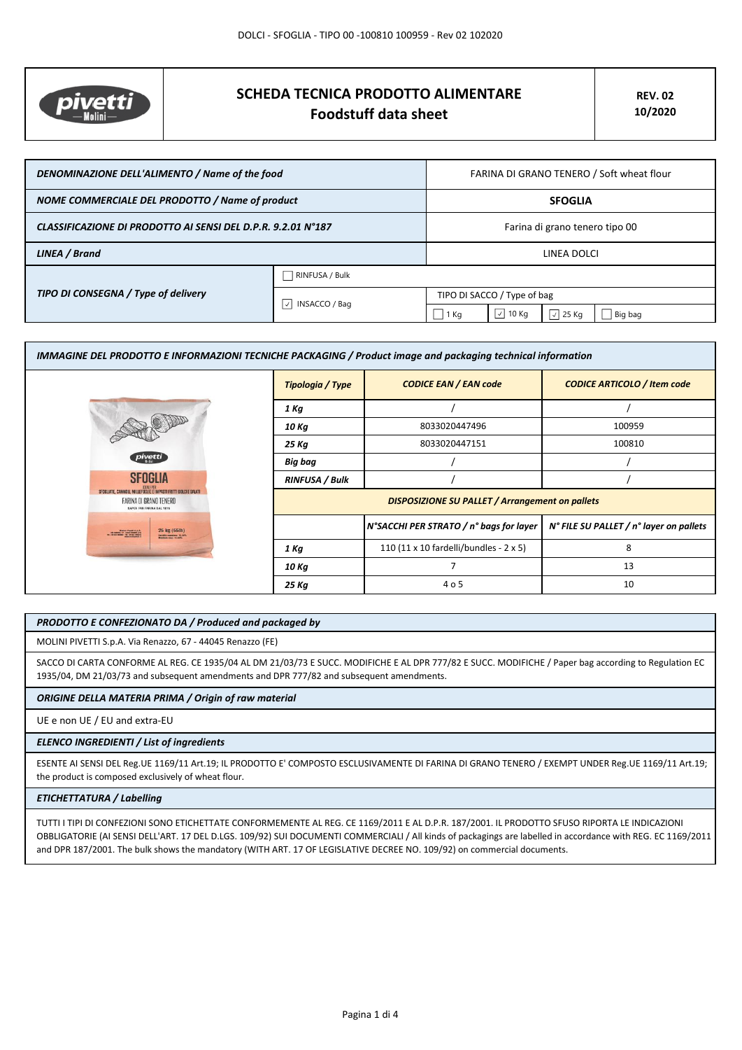# SCHEDA TECNICA PRODOTTO ALIMENTARE
## Foodstuff data sheet

**REV. 02**
**10/2020**

| | | | | | |
|---|---|---|---|---|---|
| ***DENOMINAZIONE DELL'ALIMENTO / Name of the food*** | | FARINA DI GRANO TENERO / Soft wheat flour | | | |
| ***NOME COMMERCIALE DEL PRODOTTO / Name of product*** | | **SFOGLIA** | | | |
| ***CLASSIFICAZIONE DI PRODOTTO AI SENSI DEL D.P.R. 9.2.01 N°187*** | | Farina di grano tenero tipo 00 | | | |
| ***LINEA / Brand*** | | LINEA DOLCI | | | |
| ***TIPO DI CONSEGNA / Type of delivery*** | ☐ RINFUSA / Bulk | | | | |
| | ☑ INSACCO / Bag | TIPO DI SACCO / Type of bag | | | |
| | | ☐ 1 Kg | ☑ 10 Kg | ☑ 25 Kg | ☐ Big bag |

***IMMAGINE DEL PRODOTTO E INFORMAZIONI TECNICHE PACKAGING / Product image and packaging technical information***

| ***Tipologia / Type*** | ***CODICE EAN / EAN code*** | ***CODICE ARTICOLO / Item code*** |
|---|---|---|
| ***1 Kg*** | / | / |
| ***10 Kg*** | 8033020447496 | 100959 |
| ***25 Kg*** | 8033020447151 | 100810 |
| ***Big bag*** | / | / |
| ***RINFUSA / Bulk*** | / | / |

***DISPOSIZIONE SU PALLET / Arrangement on pallets***

| | ***N°SACCHI PER STRATO / n° bags for layer*** | ***N° FILE SU PALLET / n° layer on pallets*** |
|---|---|---|
| ***1 Kg*** | 110 (11 x 10 fardelli/bundles - 2 x 5) | 8 |
| ***10 Kg*** | 7 | 13 |
| ***25 Kg*** | 4 o 5 | 10 |

***PRODOTTO E CONFEZIONATO DA / Produced and packaged by***

MOLINI PIVETTI S.p.A. Via Renazzo, 67 - 44045 Renazzo (FE)

SACCO DI CARTA CONFORME AL REG. CE 1935/04 AL DM 21/03/73 E SUCC. MODIFICHE E AL DPR 777/82 E SUCC. MODIFICHE / Paper bag according to Regulation EC 1935/04, DM 21/03/73 and subsequent amendments and DPR 777/82 and subsequent amendments.

***ORIGINE DELLA MATERIA PRIMA / Origin of raw material***

UE e non UE / EU and extra-EU

***ELENCO INGREDIENTI / List of ingredients***

ESENTE AI SENSI DEL Reg.UE 1169/11 Art.19; IL PRODOTTO E' COMPOSTO ESCLUSIVAMENTE DI FARINA DI GRANO TENERO / EXEMPT UNDER Reg.UE 1169/11 Art.19; the product is composed exclusively of wheat flour.

***ETICHETTATURA / Labelling***

TUTTI I TIPI DI CONFEZIONI SONO ETICHETTATE CONFORMEMENTE AL REG. CE 1169/2011 E AL D.P.R. 187/2001. IL PRODOTTO SFUSO RIPORTA LE INDICAZIONI OBBLIGATORIE (AI SENSI DELL'ART. 17 DEL D.LGS. 109/92) SUI DOCUMENTI COMMERCIALI / All kinds of packagings are labelled in accordance with REG. EC 1169/2011 and DPR 187/2001. The bulk shows the mandatory (WITH ART. 17 OF LEGISLATIVE DECREE NO. 109/92) on commercial documents.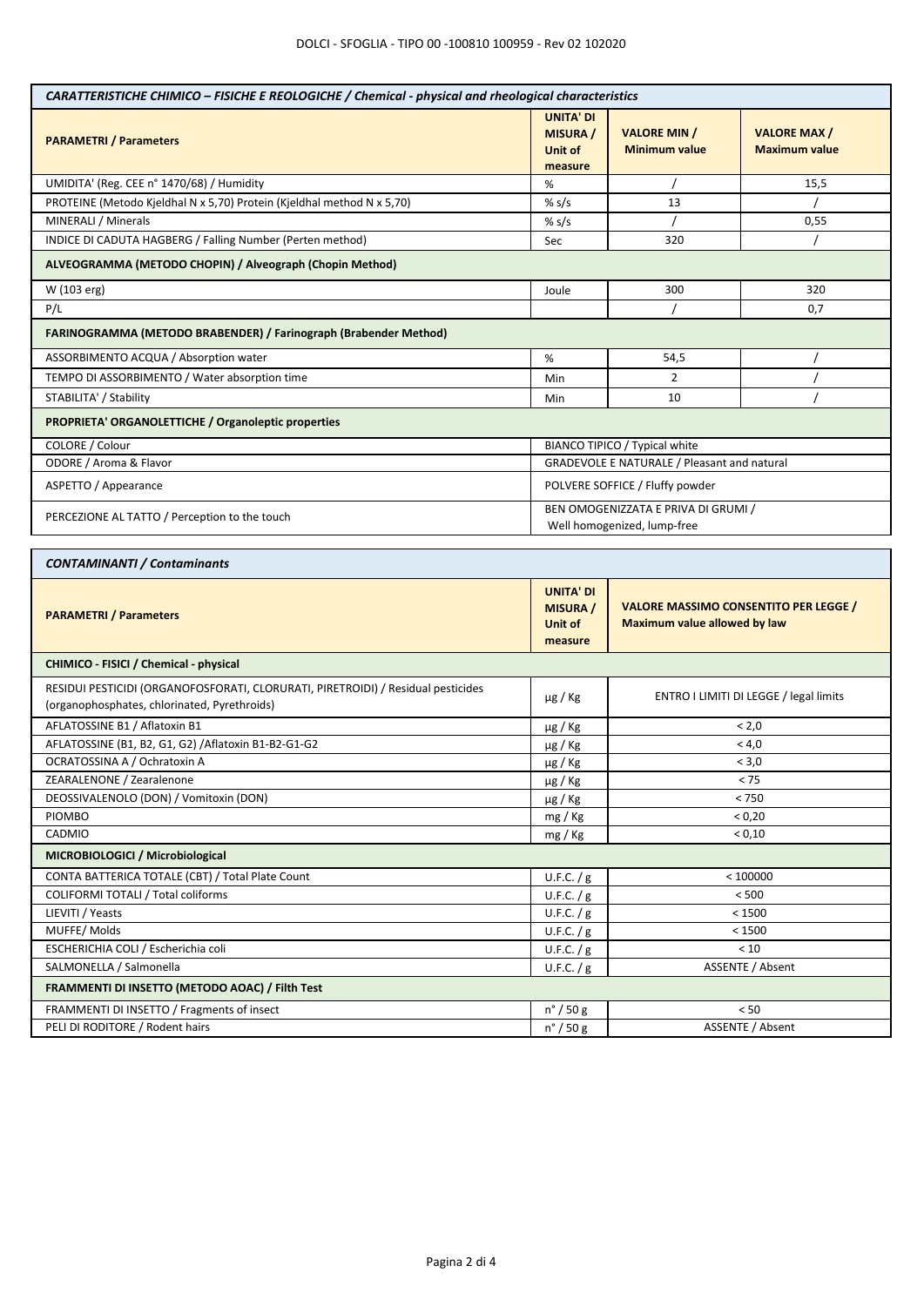| *CARATTERISTICHE CHIMICO – FISICHE E REOLOGICHE / Chemical - physical and rheological characteristics* | | | |
|---|---|---|---|
| **PARAMETRI / Parameters** | **UNITA' DI MISURA / Unit of measure** | **VALORE MIN / Minimum value** | **VALORE MAX / Maximum value** |
| UMIDITA' (Reg. CEE n° 1470/68) / Humidity | % | / | 15,5 |
| PROTEINE (Metodo Kjeldhal N x 5,70) Protein (Kjeldhal method N x 5,70) | % s/s | 13 | / |
| MINERALI / Minerals | % s/s | / | 0,55 |
| INDICE DI CADUTA HAGBERG / Falling Number (Perten method) | Sec | 320 | / |
| **ALVEOGRAMMA (METODO CHOPIN) / Alveograph (Chopin Method)** | | | |
| W (103 erg) | Joule | 300 | 320 |
| P/L | | / | 0,7 |
| **FARINOGRAMMA (METODO BRABENDER) / Farinograph (Brabender Method)** | | | |
| ASSORBIMENTO ACQUA / Absorption water | % | 54,5 | / |
| TEMPO DI ASSORBIMENTO / Water absorption time | Min | 2 | / |
| STABILITA' / Stability | Min | 10 | / |
| **PROPRIETA' ORGANOLETTICHE / Organoleptic properties** | | | |
| COLORE / Colour | BIANCO TIPICO / Typical white | | |
| ODORE / Aroma & Flavor | GRADEVOLE E NATURALE / Pleasant and natural | | |
| ASPETTO / Appearance | POLVERE SOFFICE / Fluffy powder | | |
| PERCEZIONE AL TATTO / Perception to the touch | BEN OMOGENIZZATA E PRIVA DI GRUMI / Well homogenized, lump-free | | |

| *CONTAMINANTI / Contaminants* | | |
|---|---|---|
| **PARAMETRI / Parameters** | **UNITA' DI MISURA / Unit of measure** | **VALORE MASSIMO CONSENTITO PER LEGGE / Maximum value allowed by law** |
| **CHIMICO - FISICI / Chemical - physical** | | |
| RESIDUI PESTICIDI (ORGANOFOSFORATI, CLORURATI, PIRETROIDI) / Residual pesticides (organophosphates, chlorinated, Pyrethroids) | μg / Kg | ENTRO I LIMITI DI LEGGE / legal limits |
| AFLATOSSINE B1 / Aflatoxin B1 | μg / Kg | < 2,0 |
| AFLATOSSINE (B1, B2, G1, G2) /Aflatoxin B1-B2-G1-G2 | μg / Kg | < 4,0 |
| OCRATOSSINA A / Ochratoxin A | μg / Kg | < 3,0 |
| ZEARALENONE / Zearalenone | μg / Kg | < 75 |
| DEOSSIVALENOLO (DON) / Vomitoxin (DON) | μg / Kg | < 750 |
| PIOMBO | mg / Kg | < 0,20 |
| CADMIO | mg / Kg | < 0,10 |
| **MICROBIOLOGICI / Microbiological** | | |
| CONTA BATTERICA TOTALE (CBT) / Total Plate Count | U.F.C. / g | < 100000 |
| COLIFORMI TOTALI / Total coliforms | U.F.C. / g | < 500 |
| LIEVITI / Yeasts | U.F.C. / g | < 1500 |
| MUFFE/ Molds | U.F.C. / g | < 1500 |
| ESCHERICHIA COLI / Escherichia coli | U.F.C. / g | < 10 |
| SALMONELLA / Salmonella | U.F.C. / g | ASSENTE / Absent |
| **FRAMMENTI DI INSETTO (METODO AOAC) / Filth Test** | | |
| FRAMMENTI DI INSETTO / Fragments of insect | n° / 50 g | < 50 |
| PELI DI RODITORE / Rodent hairs | n° / 50 g | ASSENTE / Absent |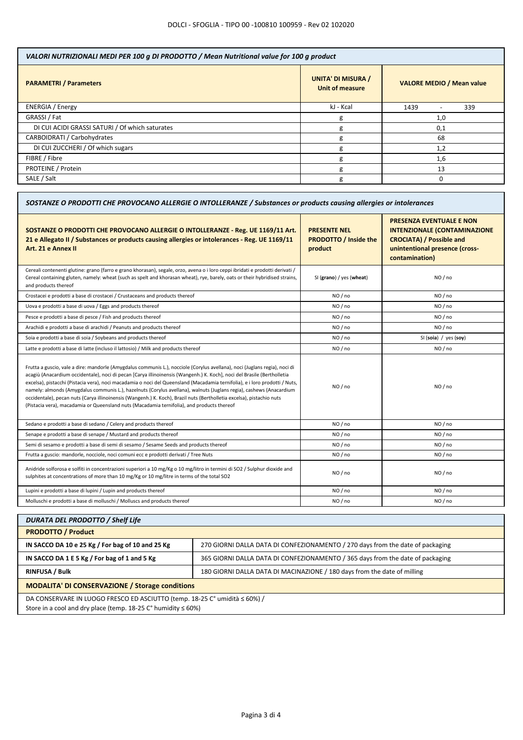DOLCI - SFOGLIA - TIPO 00 -100810 100959 - Rev 02 102020

| *VALORI NUTRIZIONALI MEDI PER 100 g DI PRODOTTO / Mean Nutritional value for 100 g product* | | |
|---|---|---|
| **PARAMETRI / Parameters** | **UNITA' DI MISURA / Unit of measure** | **VALORE MEDIO / Mean value** |
| ENERGIA / Energy | kJ - Kcal | 1439 - 339 |
| GRASSI / Fat | g | 1,0 |
| DI CUI ACIDI GRASSI SATURI / Of which saturates | g | 0,1 |
| CARBOIDRATI / Carbohydrates | g | 68 |
| DI CUI ZUCCHERI / Of which sugars | g | 1,2 |
| FIBRE / Fibre | g | 1,6 |
| PROTEINE / Protein | g | 13 |
| SALE / Salt | g | 0 |

| *SOSTANZE O PRODOTTI CHE PROVOCANO ALLERGIE O INTOLLERANZE / Substances or products causing allergies or intolerances* | | |
|---|---|---|
| **SOSTANZE O PRODOTTI CHE PROVOCANO ALLERGIE O INTOLLERANZE - Reg. UE 1169/11 Art. 21 e Allegato II / Substances or products causing allergies or intolerances - Reg. UE 1169/11 Art. 21 e Annex II** | **PRESENTE NEL PRODOTTO / Inside the product** | **PRESENZA EVENTUALE E NON INTENZIONALE (CONTAMINAZIONE CROCIATA) / Possible and unintentional presence (cross-contamination)** |
| Cereali contenenti glutine: grano (farro e grano khorasan), segale, orzo, avena o i loro ceppi ibridati e prodotti derivati / Cereal containing gluten, namely: wheat (such as spelt and khorasan wheat), rye, barely, oats or their hybridised strains, and products thereof | SI (**grano**) / yes (**wheat**) | NO / no |
| Crostacei e prodotti a base di crostacei / Crustaceans and products thereof | NO / no | NO / no |
| Uova e prodotti a base di uova / Eggs and products thereof | NO / no | NO / no |
| Pesce e prodotti a base di pesce / Fish and products thereof | NO / no | NO / no |
| Arachidi e prodotti a base di arachidi / Peanuts and products thereof | NO / no | NO / no |
| Soia e prodotti a base di soia / Soybeans and products thereof | NO / no | SI (**soia**) / yes (**soy**) |
| Latte e prodotti a base di latte (incluso il lattosio) / Milk and products thereof | NO / no | NO / no |
| Frutta a guscio, vale a dire: mandorle (Amygdalus communis L.), nocciole (Corylus avellana), noci (Juglans regia), noci di acagiù (Anacardium occidentale), noci di pecan [Carya illinoinensis (Wangenh.) K. Koch], noci del Brasile (Bertholletia excelsa), pistacchi (Pistacia vera), noci macadamia o noci del Queensland (Macadamia ternifolia), e i loro prodotti / Nuts, namely: almonds (Amygdalus communis L.), hazelnuts (Corylus avellana), walnuts (Juglans regia), cashews (Anacardium occidentale), pecan nuts (Carya illinoinensis (Wangenh.) K. Koch), Brazil nuts (Bertholletia excelsa), pistachio nuts (Pistacia vera), macadamia or Queensland nuts (Macadamia ternifolia), and products thereof | NO / no | NO / no |
| Sedano e prodotti a base di sedano / Celery and products thereof | NO / no | NO / no |
| Senape e prodotti a base di senape / Mustard and products thereof | NO / no | NO / no |
| Semi di sesamo e prodotti a base di semi di sesamo / Sesame Seeds and products thereof | NO / no | NO / no |
| Frutta a guscio: mandorle, nocciole, noci comuni ecc e prodotti derivati / Tree Nuts | NO / no | NO / no |
| Anidride solforosa e solfiti in concentrazioni superiori a 10 mg/Kg o 10 mg/litro in termini di SO2 / Sulphur dioxide and sulphites at concentrations of more than 10 mg/Kg or 10 mg/litre in terms of the total SO2 | NO / no | NO / no |
| Lupini e prodotti a base di lupini / Lupin and products thereof | NO / no | NO / no |
| Molluschi e prodotti a base di molluschi / Molluscs and products thereof | NO / no | NO / no |

| *DURATA DEL PRODOTTO / Shelf Life* | |
|---|---|
| **PRODOTTO / Product** | |
| **IN SACCO DA 10 e 25 Kg / For bag of 10 and 25 Kg** | 270 GIORNI DALLA DATA DI CONFEZIONAMENTO / 270 days from the date of packaging |
| **IN SACCO DA 1 E 5 Kg / For bag of 1 and 5 Kg** | 365 GIORNI DALLA DATA DI CONFEZIONAMENTO / 365 days from the date of packaging |
| **RINFUSA / Bulk** | 180 GIORNI DALLA DATA DI MACINAZIONE / 180 days from the date of milling |
| **MODALITA' DI CONSERVAZIONE / Storage conditions** | |
| DA CONSERVARE IN LUOGO FRESCO ED ASCIUTTO (temp. 18-25 C° umidità ≤ 60%) / Store in a cool and dry place (temp. 18-25 C° humidity ≤ 60%) | |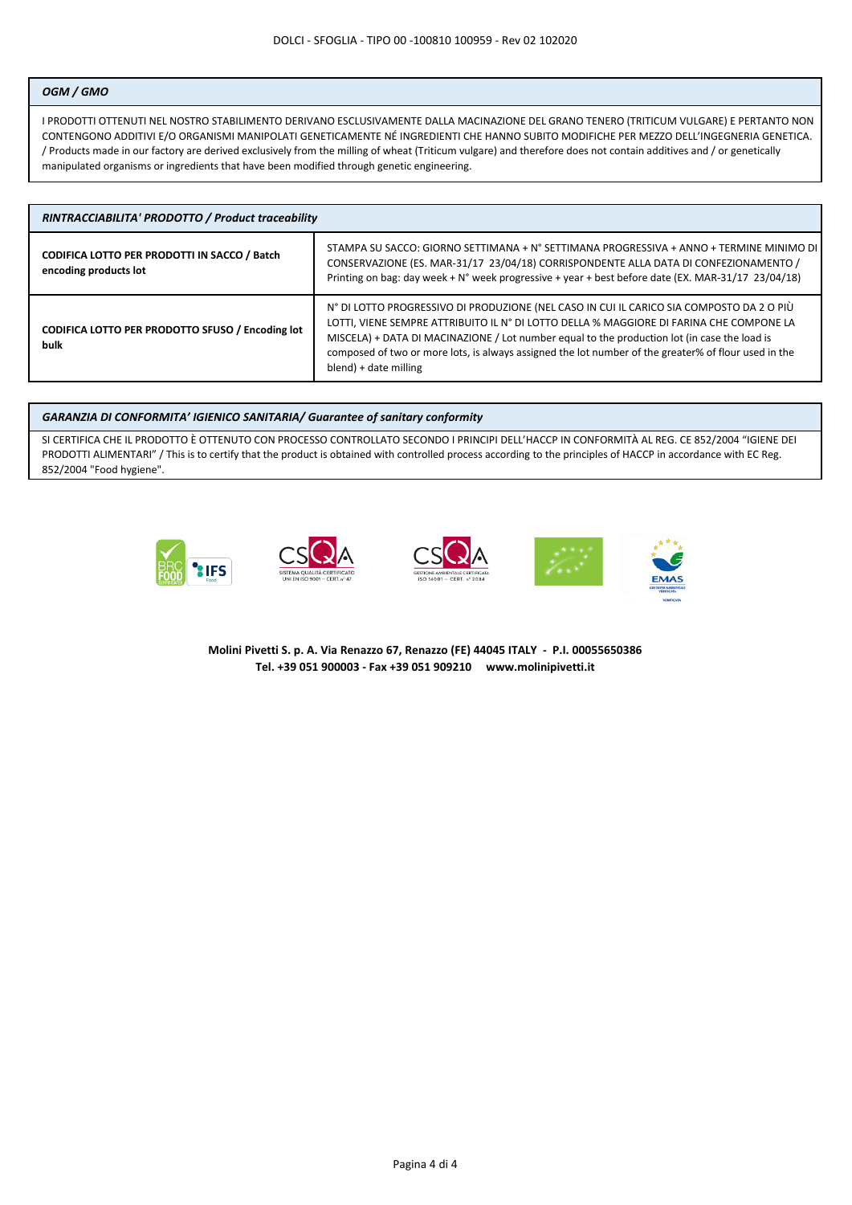## *OGM / GMO*

I PRODOTTI OTTENUTI NEL NOSTRO STABILIMENTO DERIVANO ESCLUSIVAMENTE DALLA MACINAZIONE DEL GRANO TENERO (TRITICUM VULGARE) E PERTANTO NON CONTENGONO ADDITIVI E/O ORGANISMI MANIPOLATI GENETICAMENTE NÉ INGREDIENTI CHE HANNO SUBITO MODIFICHE PER MEZZO DELL'INGEGNERIA GENETICA. / Products made in our factory are derived exclusively from the milling of wheat (Triticum vulgare) and therefore does not contain additives and / or genetically manipulated organisms or ingredients that have been modified through genetic engineering.

## *RINTRACCIABILITA' PRODOTTO / Product traceability*

| | |
|---|---|
| **CODIFICA LOTTO PER PRODOTTI IN SACCO / Batch encoding products lot** | STAMPA SU SACCO: GIORNO SETTIMANA + N° SETTIMANA PROGRESSIVA + ANNO + TERMINE MINIMO DI CONSERVAZIONE (ES. MAR-31/17 23/04/18) CORRISPONDENTE ALLA DATA DI CONFEZIONAMENTO / Printing on bag: day week + N° week progressive + year + best before date (EX. MAR-31/17 23/04/18) |
| **CODIFICA LOTTO PER PRODOTTO SFUSO / Encoding lot bulk** | N° DI LOTTO PROGRESSIVO DI PRODUZIONE (NEL CASO IN CUI IL CARICO SIA COMPOSTO DA 2 O PIÙ LOTTI, VIENE SEMPRE ATTRIBUITO IL N° DI LOTTO DELLA % MAGGIORE DI FARINA CHE COMPONE LA MISCELA) + DATA DI MACINAZIONE / Lot number equal to the production lot (in case the load is composed of two or more lots, is always assigned the lot number of the greater% of flour used in the blend) + date milling |

## *GARANZIA DI CONFORMITA' IGIENICO SANITARIA/ Guarantee of sanitary conformity*

SI CERTIFICA CHE IL PRODOTTO È OTTENUTO CON PROCESSO CONTROLLATO SECONDO I PRINCIPI DELL'HACCP IN CONFORMITÀ AL REG. CE 852/2004 "IGIENE DEI PRODOTTI ALIMENTARI" / This is to certify that the product is obtained with controlled process according to the principles of HACCP in accordance with EC Reg. 852/2004 "Food hygiene".

BRC FOOD CERTIFICATED · IFS Food · CSQA SISTEMA QUALITÀ CERTIFICATO UNI EN ISO 9001 – CERT. n° 47 · CSQA GESTIONE AMBIENTALE CERTIFICATA ISO 14001 – CERT. n° 2084 · EMAS GESTIONE AMBIENTALE VERIFICATA

**Molini Pivetti S. p. A. Via Renazzo 67, Renazzo (FE) 44045 ITALY - P.I. 00055650386**
**Tel. +39 051 900003 - Fax +39 051 909210 www.molinipivetti.it**